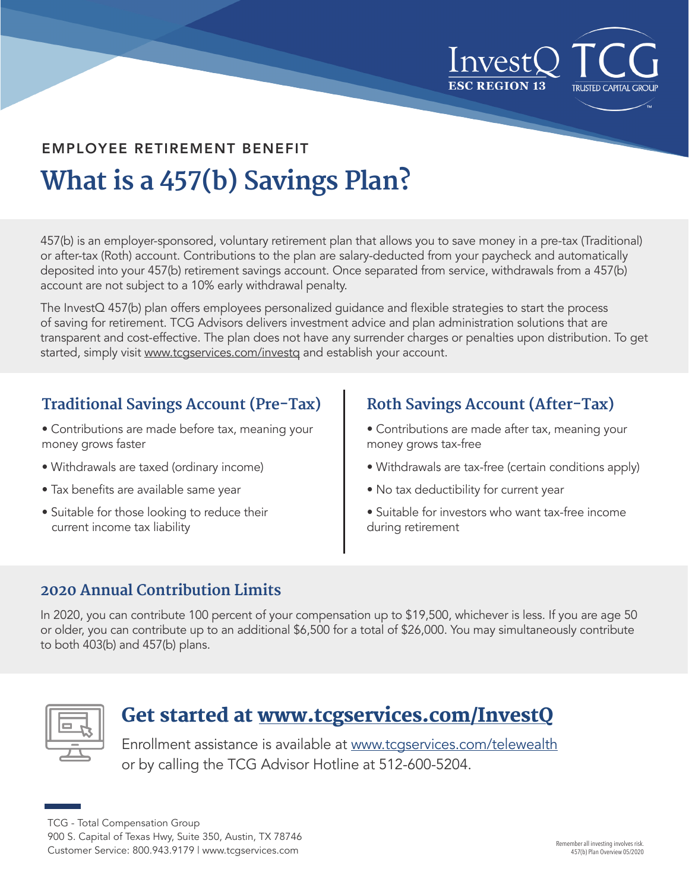InvestQ ESC REGION 13 | TCG TRUSTED CAPITAL GROUP

EMPLOYEE RETIREMENT BENEFIT

# What is a 457(b) Savings Plan?

457(b) is an employer-sponsored, voluntary retirement plan that allows you to save money in a pre-tax (Traditional) or after-tax (Roth) account. Contributions to the plan are salary-deducted from your paycheck and automatically deposited into your 457(b) retirement savings account. Once separated from service, withdrawals from a 457(b) account are not subject to a 10% early withdrawal penalty.

The InvestQ 457(b) plan offers employees personalized guidance and flexible strategies to start the process of saving for retirement. TCG Advisors delivers investment advice and plan administration solutions that are transparent and cost-effective. The plan does not have any surrender charges or penalties upon distribution. To get started, simply visit www.tcgservices.com/investq and establish your account.

## Traditional Savings Account (Pre-Tax)

- Contributions are made before tax, meaning your money grows faster
- Withdrawals are taxed (ordinary income)
- Tax benefits are available same year
- Suitable for those looking to reduce their current income tax liability

## Roth Savings Account (After-Tax)

- Contributions are made after tax, meaning your money grows tax-free
- Withdrawals are tax-free (certain conditions apply)
- No tax deductibility for current year
- Suitable for investors who want tax-free income during retirement

## 2020 Annual Contribution Limits

In 2020, you can contribute 100 percent of your compensation up to $19,500, whichever is less. If you are age 50 or older, you can contribute up to an additional $6,500 for a total of $26,000. You may simultaneously contribute to both 403(b) and 457(b) plans.

## Get started at www.tcgservices.com/InvestQ

Enrollment assistance is available at www.tcgservices.com/telewealth or by calling the TCG Advisor Hotline at 512-600-5204.

TCG - Total Compensation Group
900 S. Capital of Texas Hwy, Suite 350, Austin, TX 78746
Customer Service: 800.943.9179 | www.tcgservices.com

Remember all investing involves risk.
457(b) Plan Overview 05/2020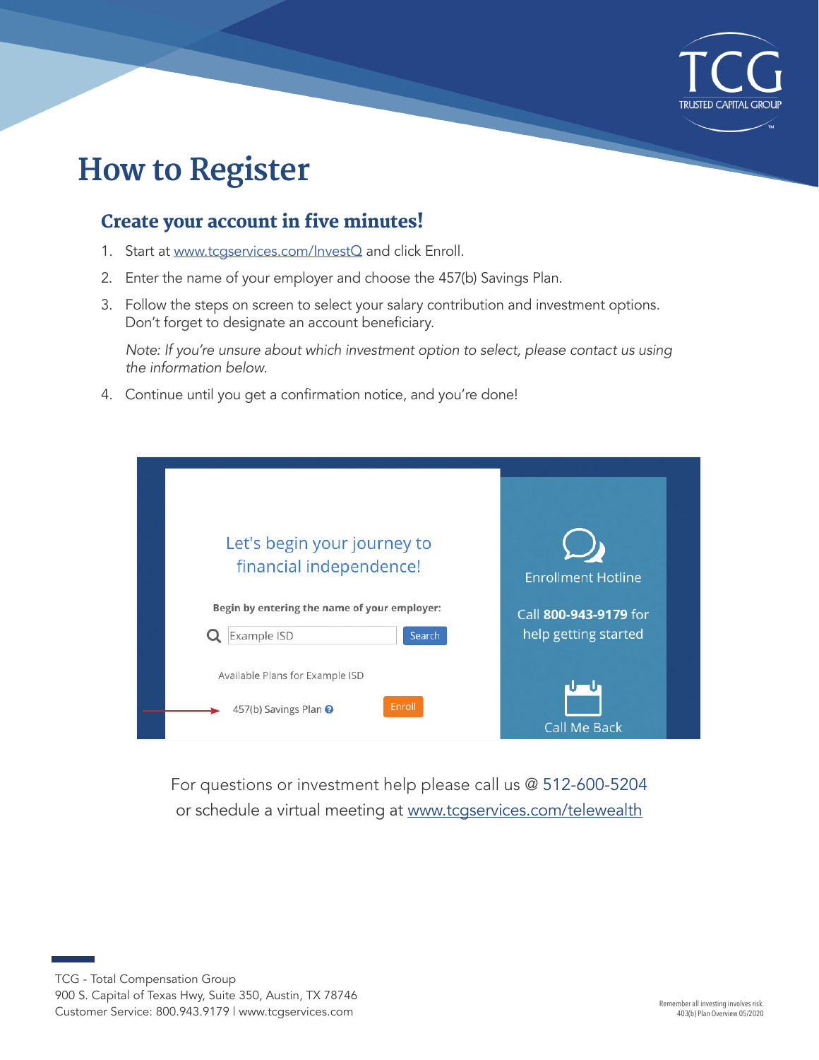# How to Register

## Create your account in five minutes!

1. Start at www.tcgservices.com/InvestQ and click Enroll.
2. Enter the name of your employer and choose the 457(b) Savings Plan.
3. Follow the steps on screen to select your salary contribution and investment options. Don't forget to designate an account beneficiary.

   *Note: If you're unsure about which investment option to select, please contact us using the information below.*

4. Continue until you get a confirmation notice, and you're done!

Let's begin your journey to financial independence!

Begin by entering the name of your employer:

Example ISD Search

Available Plans for Example ISD

457(b) Savings Plan Enroll

Enrollment Hotline

Call **800-943-9179** for help getting started

Call Me Back

For questions or investment help please call us @ 512-600-5204 or schedule a virtual meeting at www.tcgservices.com/telewealth

TCG - Total Compensation Group
900 S. Capital of Texas Hwy, Suite 350, Austin, TX 78746
Customer Service: 800.943.9179 | www.tcgservices.com

Remember all investing involves risk.
403(b) Plan Overview 05/2020